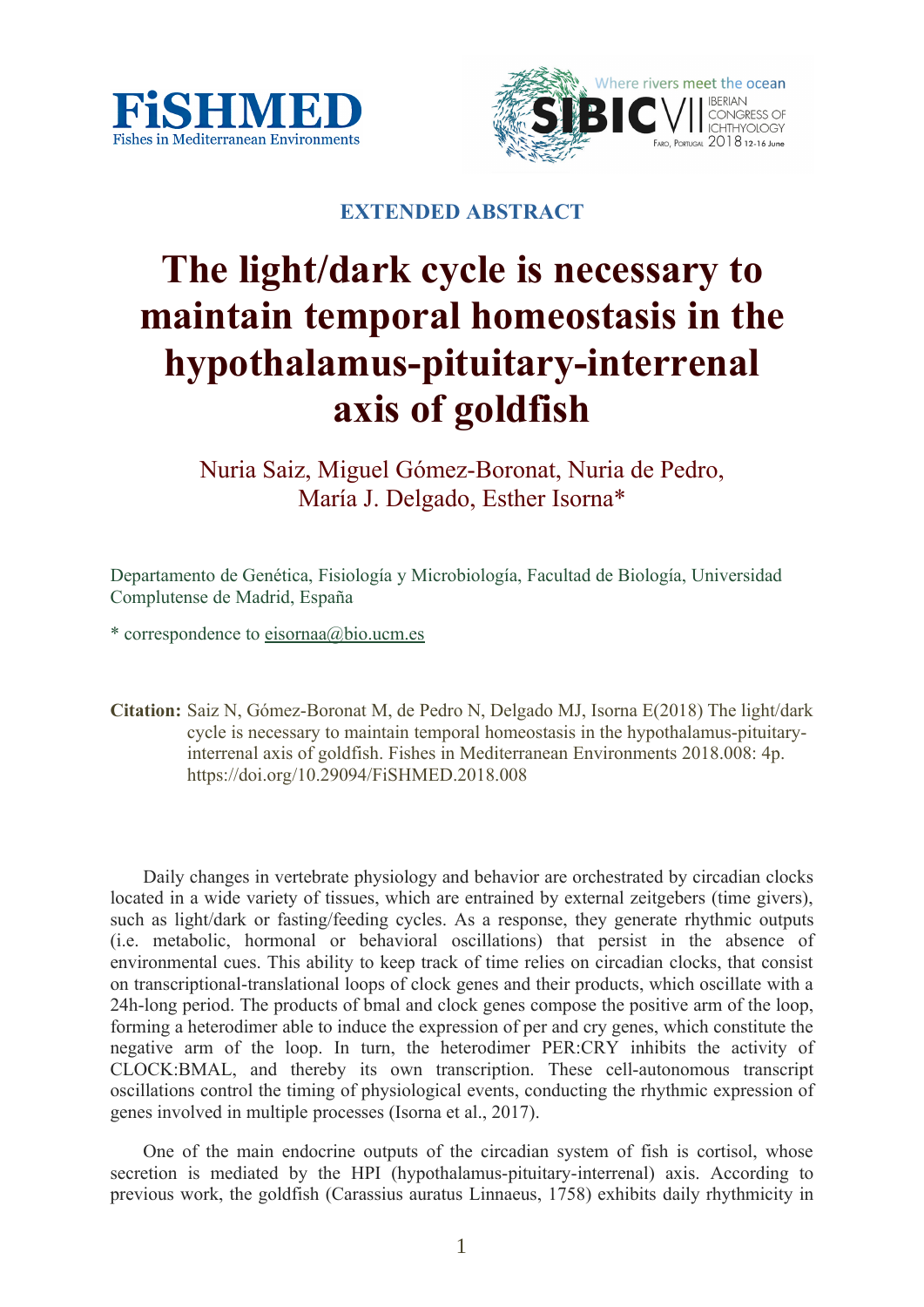FiSHMED
Fishes in Mediterranean Environments

SIBIC VII — Where rivers meet the ocean — Iberian Congress of Ichthyology — Faro, Portugal 2018 12-16 June

**EXTENDED ABSTRACT**

# The light/dark cycle is necessary to maintain temporal homeostasis in the hypothalamus-pituitary-interrenal axis of goldfish

Nuria Saiz, Miguel Gómez-Boronat, Nuria de Pedro, María J. Delgado, Esther Isorna*

Departamento de Genética, Fisiología y Microbiología, Facultad de Biología, Universidad Complutense de Madrid, España

\* correspondence to eisornaa@bio.ucm.es

**Citation:** Saiz N, Gómez-Boronat M, de Pedro N, Delgado MJ, Isorna E(2018) The light/dark cycle is necessary to maintain temporal homeostasis in the hypothalamus-pituitary-interrenal axis of goldfish. Fishes in Mediterranean Environments 2018.008: 4p. https://doi.org/10.29094/FiSHMED.2018.008

Daily changes in vertebrate physiology and behavior are orchestrated by circadian clocks located in a wide variety of tissues, which are entrained by external zeitgebers (time givers), such as light/dark or fasting/feeding cycles. As a response, they generate rhythmic outputs (i.e. metabolic, hormonal or behavioral oscillations) that persist in the absence of environmental cues. This ability to keep track of time relies on circadian clocks, that consist on transcriptional-translational loops of clock genes and their products, which oscillate with a 24h-long period. The products of bmal and clock genes compose the positive arm of the loop, forming a heterodimer able to induce the expression of per and cry genes, which constitute the negative arm of the loop. In turn, the heterodimer PER:CRY inhibits the activity of CLOCK:BMAL, and thereby its own transcription. These cell-autonomous transcript oscillations control the timing of physiological events, conducting the rhythmic expression of genes involved in multiple processes (Isorna et al., 2017).

One of the main endocrine outputs of the circadian system of fish is cortisol, whose secretion is mediated by the HPI (hypothalamus-pituitary-interrenal) axis. According to previous work, the goldfish (Carassius auratus Linnaeus, 1758) exhibits daily rhythmicity in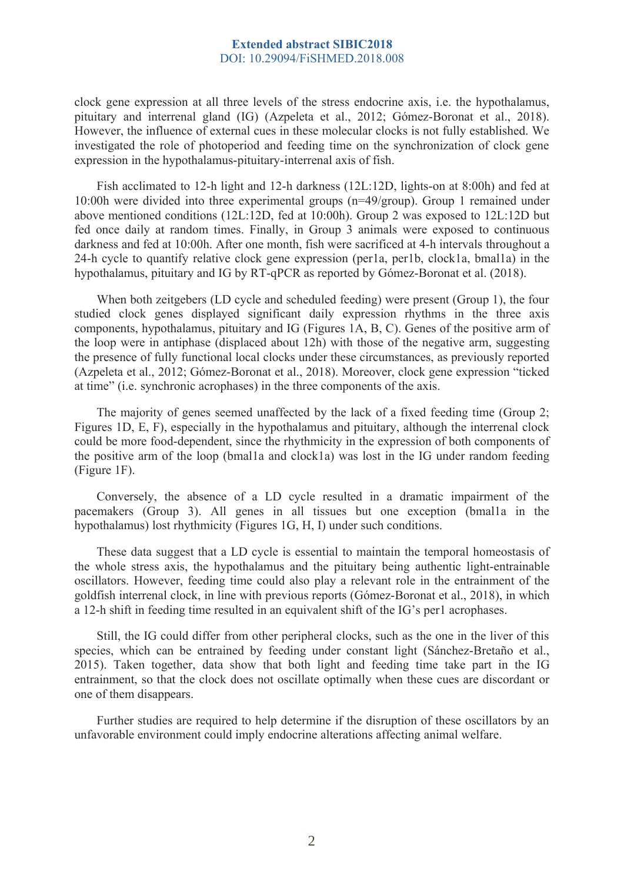clock gene expression at all three levels of the stress endocrine axis, i.e. the hypothalamus, pituitary and interrenal gland (IG) (Azpeleta et al., 2012; Gómez-Boronat et al., 2018). However, the influence of external cues in these molecular clocks is not fully established. We investigated the role of photoperiod and feeding time on the synchronization of clock gene expression in the hypothalamus-pituitary-interrenal axis of fish.

Fish acclimated to 12-h light and 12-h darkness (12L:12D, lights-on at 8:00h) and fed at 10:00h were divided into three experimental groups (n=49/group). Group 1 remained under above mentioned conditions (12L:12D, fed at 10:00h). Group 2 was exposed to 12L:12D but fed once daily at random times. Finally, in Group 3 animals were exposed to continuous darkness and fed at 10:00h. After one month, fish were sacrificed at 4-h intervals throughout a 24-h cycle to quantify relative clock gene expression (per1a, per1b, clock1a, bmal1a) in the hypothalamus, pituitary and IG by RT-qPCR as reported by Gómez-Boronat et al. (2018).

When both zeitgebers (LD cycle and scheduled feeding) were present (Group 1), the four studied clock genes displayed significant daily expression rhythms in the three axis components, hypothalamus, pituitary and IG (Figures 1A, B, C). Genes of the positive arm of the loop were in antiphase (displaced about 12h) with those of the negative arm, suggesting the presence of fully functional local clocks under these circumstances, as previously reported (Azpeleta et al., 2012; Gómez-Boronat et al., 2018). Moreover, clock gene expression "ticked at time" (i.e. synchronic acrophases) in the three components of the axis.

The majority of genes seemed unaffected by the lack of a fixed feeding time (Group 2; Figures 1D, E, F), especially in the hypothalamus and pituitary, although the interrenal clock could be more food-dependent, since the rhythmicity in the expression of both components of the positive arm of the loop (bmal1a and clock1a) was lost in the IG under random feeding (Figure 1F).

Conversely, the absence of a LD cycle resulted in a dramatic impairment of the pacemakers (Group 3). All genes in all tissues but one exception (bmal1a in the hypothalamus) lost rhythmicity (Figures 1G, H, I) under such conditions.

These data suggest that a LD cycle is essential to maintain the temporal homeostasis of the whole stress axis, the hypothalamus and the pituitary being authentic light-entrainable oscillators. However, feeding time could also play a relevant role in the entrainment of the goldfish interrenal clock, in line with previous reports (Gómez-Boronat et al., 2018), in which a 12-h shift in feeding time resulted in an equivalent shift of the IG's per1 acrophases.

Still, the IG could differ from other peripheral clocks, such as the one in the liver of this species, which can be entrained by feeding under constant light (Sánchez-Bretaño et al., 2015). Taken together, data show that both light and feeding time take part in the IG entrainment, so that the clock does not oscillate optimally when these cues are discordant or one of them disappears.

Further studies are required to help determine if the disruption of these oscillators by an unfavorable environment could imply endocrine alterations affecting animal welfare.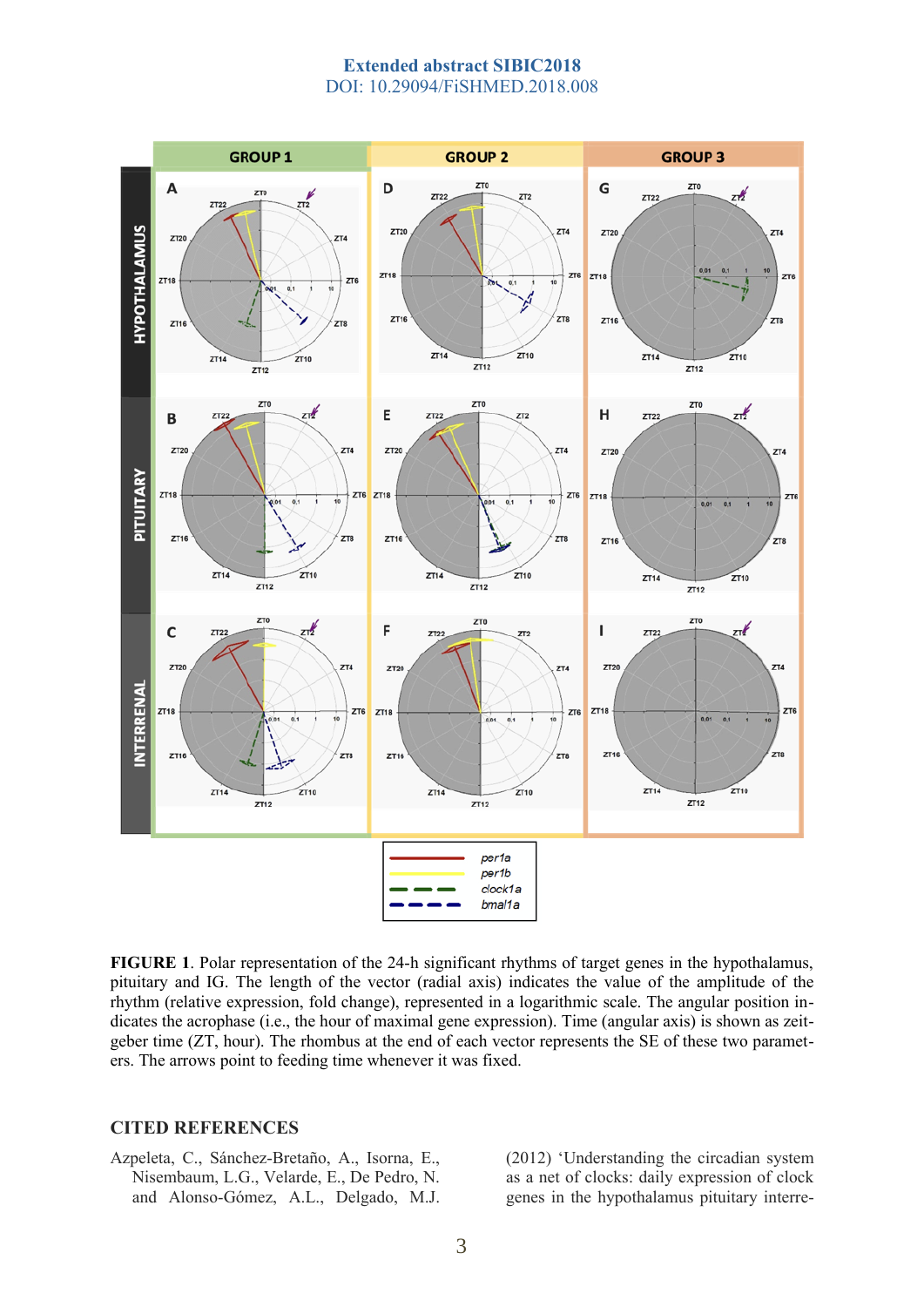**FIGURE 1**. Polar representation of the 24-h significant rhythms of target genes in the hypothalamus, pituitary and IG. The length of the vector (radial axis) indicates the value of the amplitude of the rhythm (relative expression, fold change), represented in a logarithmic scale. The angular position indicates the acrophase (i.e., the hour of maximal gene expression). Time (angular axis) is shown as zeitgeber time (ZT, hour). The rhombus at the end of each vector represents the SE of these two parameters. The arrows point to feeding time whenever it was fixed.

## CITED REFERENCES

Azpeleta, C., Sánchez-Bretaño, A., Isorna, E., Nisembaum, L.G., Velarde, E., De Pedro, N. and Alonso-Gómez, A.L., Delgado, M.J. (2012) 'Understanding the circadian system as a net of clocks: daily expression of clock genes in the hypothalamus pituitary interre-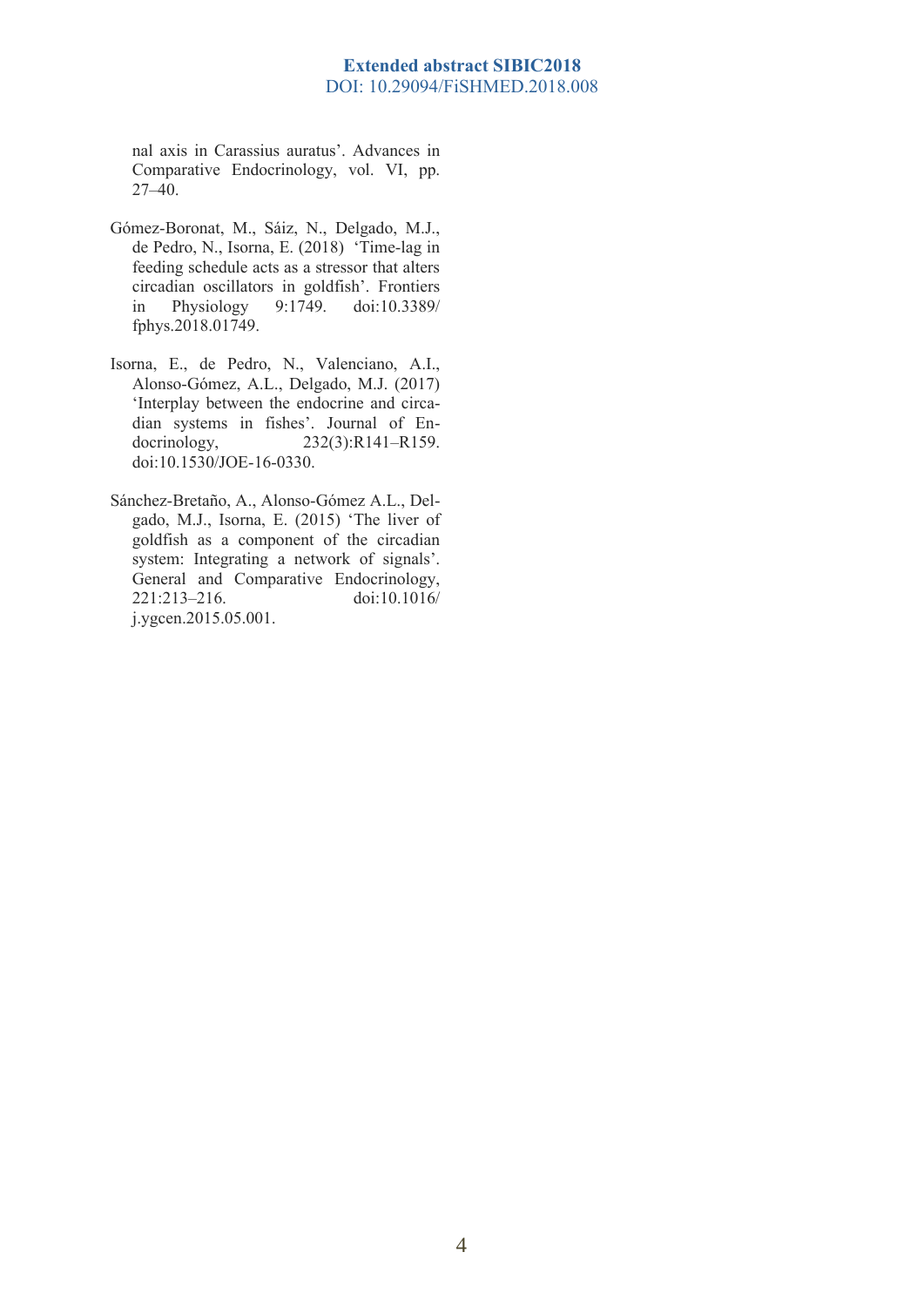nal axis in Carassius auratus'. Advances in Comparative Endocrinology, vol. VI, pp. 27–40.

Gómez-Boronat, M., Sáiz, N., Delgado, M.J., de Pedro, N., Isorna, E. (2018) 'Time-lag in feeding schedule acts as a stressor that alters circadian oscillators in goldfish'. Frontiers in Physiology 9:1749. doi:10.3389/fphys.2018.01749.

Isorna, E., de Pedro, N., Valenciano, A.I., Alonso-Gómez, A.L., Delgado, M.J. (2017) 'Interplay between the endocrine and circadian systems in fishes'. Journal of Endocrinology, 232(3):R141–R159. doi:10.1530/JOE-16-0330.

Sánchez-Bretaño, A., Alonso-Gómez A.L., Delgado, M.J., Isorna, E. (2015) 'The liver of goldfish as a component of the circadian system: Integrating a network of signals'. General and Comparative Endocrinology, 221:213–216. doi:10.1016/j.ygcen.2015.05.001.